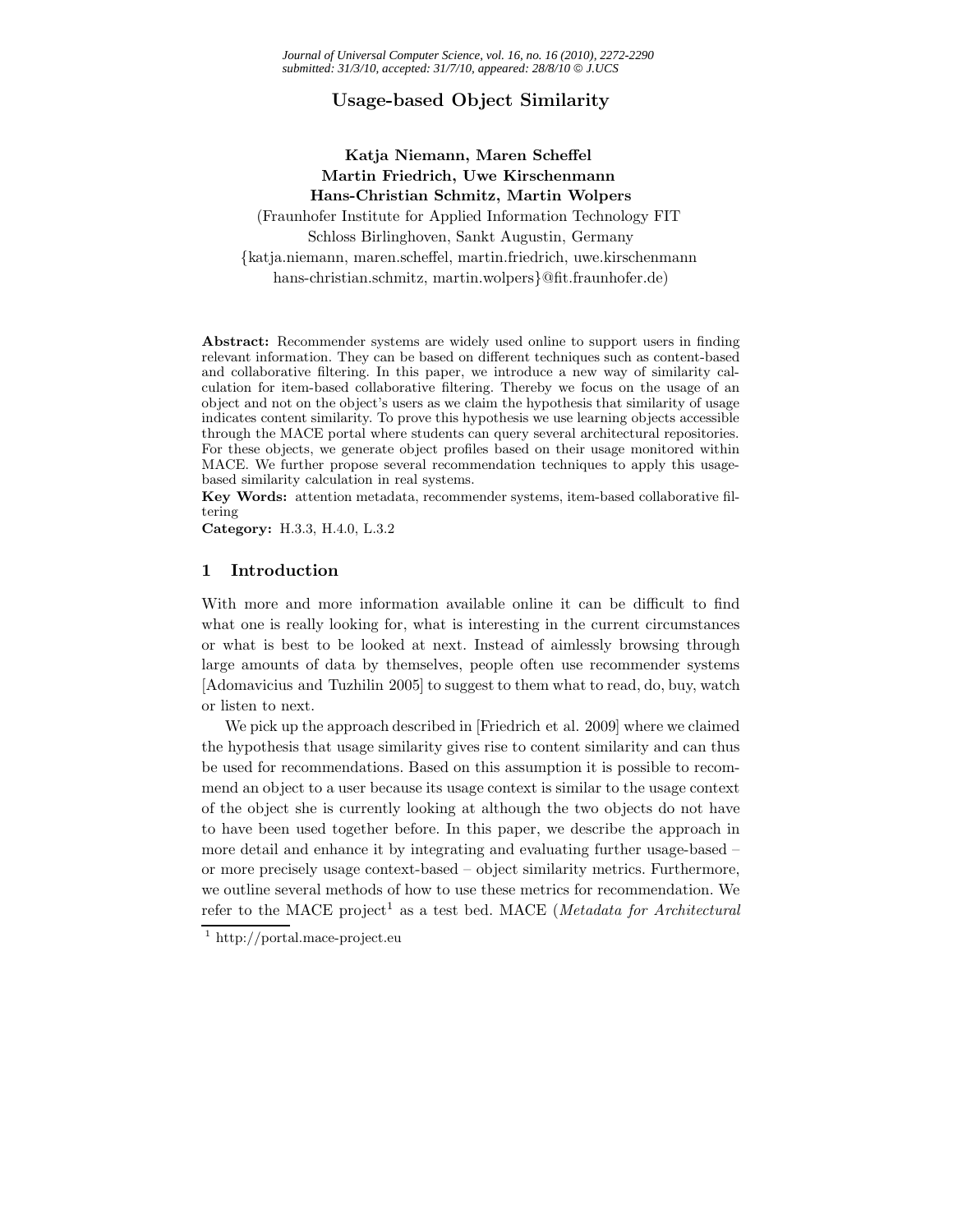# Usage-based Object Similarity

**Katja Niemann, Maren Scheffel**
**Martin Friedrich, Uwe Kirschenmann**
**Hans-Christian Schmitz, Martin Wolpers**

(Fraunhofer Institute for Applied Information Technology FIT
Schloss Birlinghoven, Sankt Augustin, Germany
{katja.niemann, maren.scheffel, martin.friedrich, uwe.kirschenmann
hans-christian.schmitz, martin.wolpers}@fit.fraunhofer.de)

**Abstract:** Recommender systems are widely used online to support users in finding relevant information. They can be based on different techniques such as content-based and collaborative filtering. In this paper, we introduce a new way of similarity calculation for item-based collaborative filtering. Thereby we focus on the usage of an object and not on the object's users as we claim the hypothesis that similarity of usage indicates content similarity. To prove this hypothesis we use learning objects accessible through the MACE portal where students can query several architectural repositories. For these objects, we generate object profiles based on their usage monitored within MACE. We further propose several recommendation techniques to apply this usage-based similarity calculation in real systems.

**Key Words:** attention metadata, recommender systems, item-based collaborative filtering

**Category:** H.3.3, H.4.0, L.3.2

## 1 Introduction

With more and more information available online it can be difficult to find what one is really looking for, what is interesting in the current circumstances or what is best to be looked at next. Instead of aimlessly browsing through large amounts of data by themselves, people often use recommender systems [Adomavicius and Tuzhilin 2005] to suggest to them what to read, do, buy, watch or listen to next.

We pick up the approach described in [Friedrich et al. 2009] where we claimed the hypothesis that usage similarity gives rise to content similarity and can thus be used for recommendations. Based on this assumption it is possible to recommend an object to a user because its usage context is similar to the usage context of the object she is currently looking at although the two objects do not have to have been used together before. In this paper, we describe the approach in more detail and enhance it by integrating and evaluating further usage-based – or more precisely usage context-based – object similarity metrics. Furthermore, we outline several methods of how to use these metrics for recommendation. We refer to the MACE project[1] as a test bed. MACE (*Metadata for Architectural*

[1] http://portal.mace-project.eu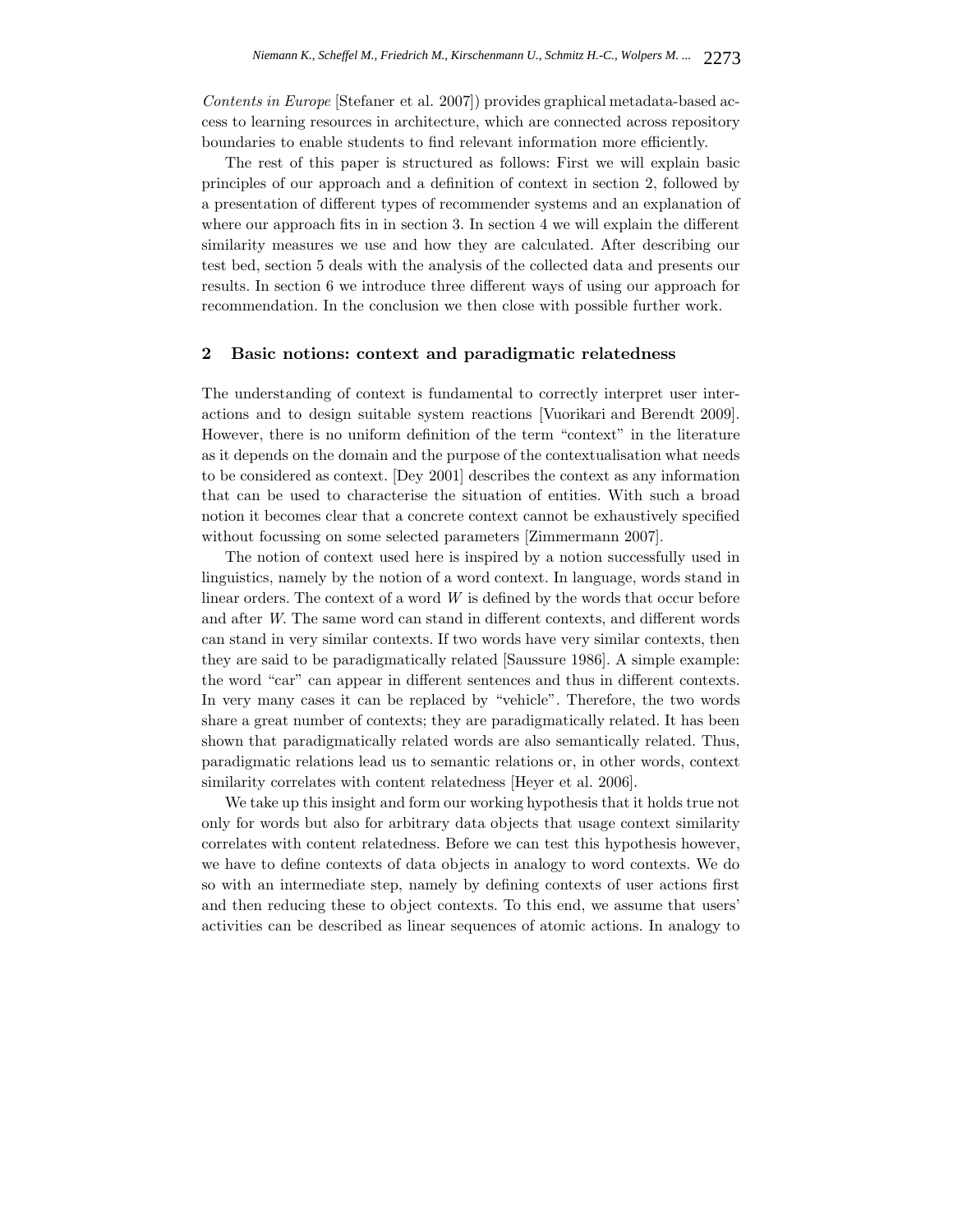*Contents in Europe* [Stefaner et al. 2007]) provides graphical metadata-based access to learning resources in architecture, which are connected across repository boundaries to enable students to find relevant information more efficiently.

The rest of this paper is structured as follows: First we will explain basic principles of our approach and a definition of context in section 2, followed by a presentation of different types of recommender systems and an explanation of where our approach fits in in section 3. In section 4 we will explain the different similarity measures we use and how they are calculated. After describing our test bed, section 5 deals with the analysis of the collected data and presents our results. In section 6 we introduce three different ways of using our approach for recommendation. In the conclusion we then close with possible further work.

## 2 Basic notions: context and paradigmatic relatedness

The understanding of context is fundamental to correctly interpret user interactions and to design suitable system reactions [Vuorikari and Berendt 2009]. However, there is no uniform definition of the term "context" in the literature as it depends on the domain and the purpose of the contextualisation what needs to be considered as context. [Dey 2001] describes the context as any information that can be used to characterise the situation of entities. With such a broad notion it becomes clear that a concrete context cannot be exhaustively specified without focussing on some selected parameters [Zimmermann 2007].

The notion of context used here is inspired by a notion successfully used in linguistics, namely by the notion of a word context. In language, words stand in linear orders. The context of a word $W$ is defined by the words that occur before and after $W$. The same word can stand in different contexts, and different words can stand in very similar contexts. If two words have very similar contexts, then they are said to be paradigmatically related [Saussure 1986]. A simple example: the word "car" can appear in different sentences and thus in different contexts. In very many cases it can be replaced by "vehicle". Therefore, the two words share a great number of contexts; they are paradigmatically related. It has been shown that paradigmatically related words are also semantically related. Thus, paradigmatic relations lead us to semantic relations or, in other words, context similarity correlates with content relatedness [Heyer et al. 2006].

We take up this insight and form our working hypothesis that it holds true not only for words but also for arbitrary data objects that usage context similarity correlates with content relatedness. Before we can test this hypothesis however, we have to define contexts of data objects in analogy to word contexts. We do so with an intermediate step, namely by defining contexts of user actions first and then reducing these to object contexts. To this end, we assume that users' activities can be described as linear sequences of atomic actions. In analogy to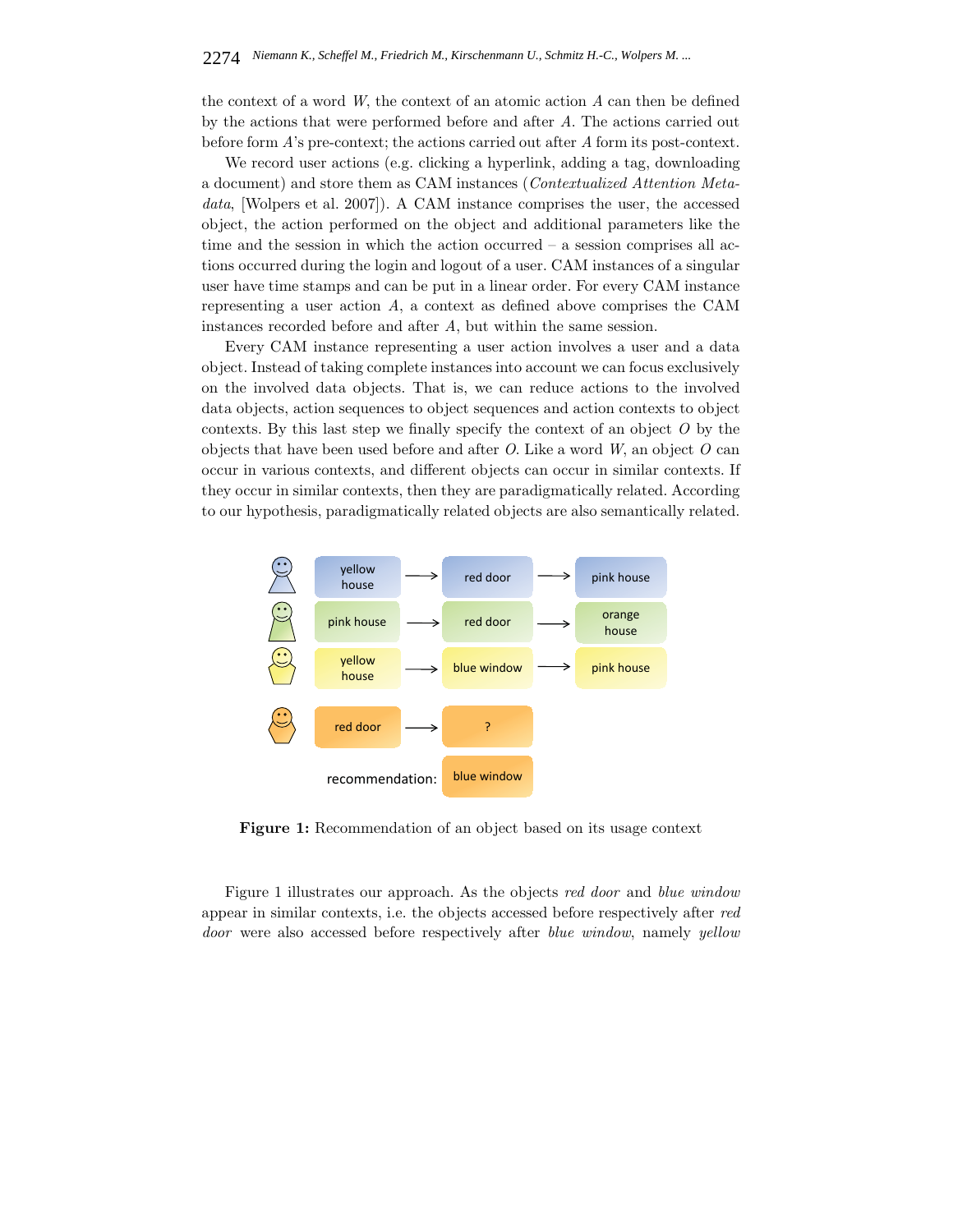the context of a word $W$, the context of an atomic action $A$ can then be defined by the actions that were performed before and after $A$. The actions carried out before form $A$'s pre-context; the actions carried out after $A$ form its post-context.

We record user actions (e.g. clicking a hyperlink, adding a tag, downloading a document) and store them as CAM instances (*Contextualized Attention Metadata*, [Wolpers et al. 2007]). A CAM instance comprises the user, the accessed object, the action performed on the object and additional parameters like the time and the session in which the action occurred – a session comprises all actions occurred during the login and logout of a user. CAM instances of a singular user have time stamps and can be put in a linear order. For every CAM instance representing a user action $A$, a context as defined above comprises the CAM instances recorded before and after $A$, but within the same session.

Every CAM instance representing a user action involves a user and a data object. Instead of taking complete instances into account we can focus exclusively on the involved data objects. That is, we can reduce actions to the involved data objects, action sequences to object sequences and action contexts to object contexts. By this last step we finally specify the context of an object $O$ by the objects that have been used before and after $O$. Like a word $W$, an object $O$ can occur in various contexts, and different objects can occur in similar contexts. If they occur in similar contexts, then they are paradigmatically related. According to our hypothesis, paradigmatically related objects are also semantically related.

**Figure 1:** Recommendation of an object based on its usage context

Figure 1 illustrates our approach. As the objects *red door* and *blue window* appear in similar contexts, i.e. the objects accessed before respectively after *red door* were also accessed before respectively after *blue window*, namely *yellow*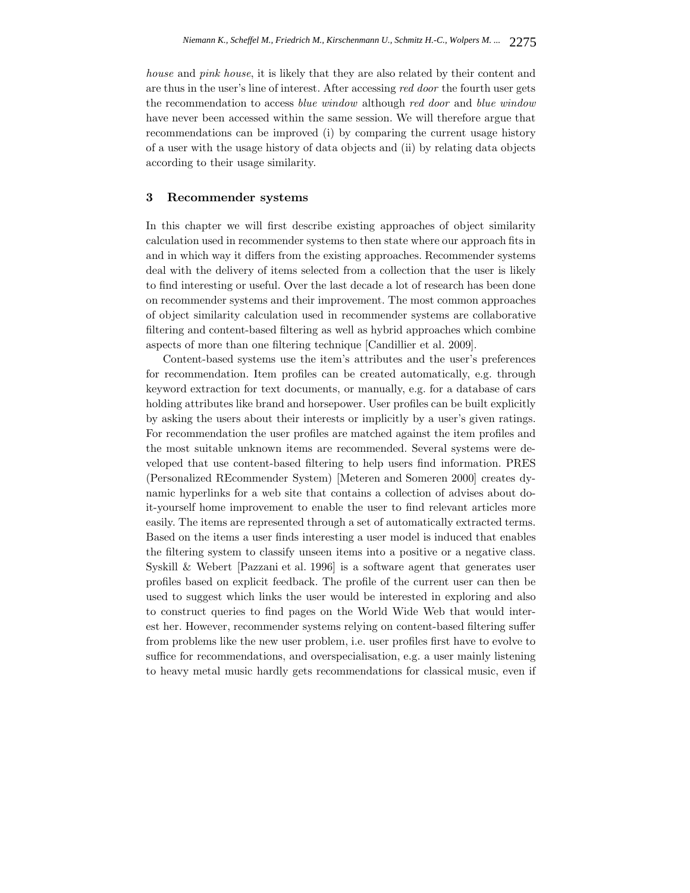*house* and *pink house*, it is likely that they are also related by their content and are thus in the user's line of interest. After accessing *red door* the fourth user gets the recommendation to access *blue window* although *red door* and *blue window* have never been accessed within the same session. We will therefore argue that recommendations can be improved (i) by comparing the current usage history of a user with the usage history of data objects and (ii) by relating data objects according to their usage similarity.

## 3 Recommender systems

In this chapter we will first describe existing approaches of object similarity calculation used in recommender systems to then state where our approach fits in and in which way it differs from the existing approaches. Recommender systems deal with the delivery of items selected from a collection that the user is likely to find interesting or useful. Over the last decade a lot of research has been done on recommender systems and their improvement. The most common approaches of object similarity calculation used in recommender systems are collaborative filtering and content-based filtering as well as hybrid approaches which combine aspects of more than one filtering technique [Candillier et al. 2009].

Content-based systems use the item's attributes and the user's preferences for recommendation. Item profiles can be created automatically, e.g. through keyword extraction for text documents, or manually, e.g. for a database of cars holding attributes like brand and horsepower. User profiles can be built explicitly by asking the users about their interests or implicitly by a user's given ratings. For recommendation the user profiles are matched against the item profiles and the most suitable unknown items are recommended. Several systems were developed that use content-based filtering to help users find information. PRES (Personalized REcommender System) [Meteren and Someren 2000] creates dynamic hyperlinks for a web site that contains a collection of advises about do-it-yourself home improvement to enable the user to find relevant articles more easily. The items are represented through a set of automatically extracted terms. Based on the items a user finds interesting a user model is induced that enables the filtering system to classify unseen items into a positive or a negative class. Syskill & Webert [Pazzani et al. 1996] is a software agent that generates user profiles based on explicit feedback. The profile of the current user can then be used to suggest which links the user would be interested in exploring and also to construct queries to find pages on the World Wide Web that would interest her. However, recommender systems relying on content-based filtering suffer from problems like the new user problem, i.e. user profiles first have to evolve to suffice for recommendations, and overspecialisation, e.g. a user mainly listening to heavy metal music hardly gets recommendations for classical music, even if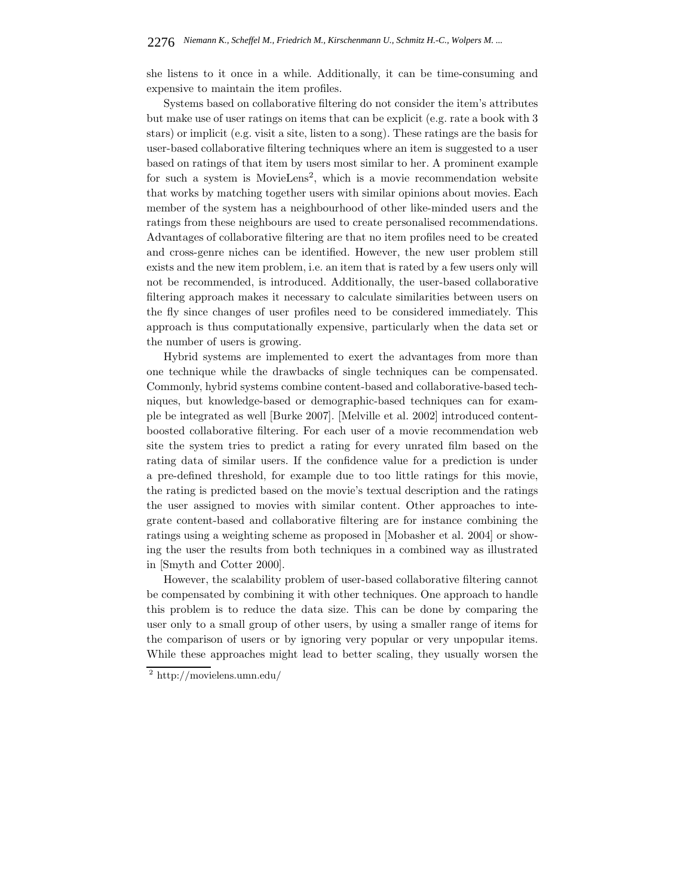she listens to it once in a while. Additionally, it can be time-consuming and expensive to maintain the item profiles.

Systems based on collaborative filtering do not consider the item's attributes but make use of user ratings on items that can be explicit (e.g. rate a book with 3 stars) or implicit (e.g. visit a site, listen to a song). These ratings are the basis for user-based collaborative filtering techniques where an item is suggested to a user based on ratings of that item by users most similar to her. A prominent example for such a system is MovieLens[2], which is a movie recommendation website that works by matching together users with similar opinions about movies. Each member of the system has a neighbourhood of other like-minded users and the ratings from these neighbours are used to create personalised recommendations. Advantages of collaborative filtering are that no item profiles need to be created and cross-genre niches can be identified. However, the new user problem still exists and the new item problem, i.e. an item that is rated by a few users only will not be recommended, is introduced. Additionally, the user-based collaborative filtering approach makes it necessary to calculate similarities between users on the fly since changes of user profiles need to be considered immediately. This approach is thus computationally expensive, particularly when the data set or the number of users is growing.

Hybrid systems are implemented to exert the advantages from more than one technique while the drawbacks of single techniques can be compensated. Commonly, hybrid systems combine content-based and collaborative-based techniques, but knowledge-based or demographic-based techniques can for example be integrated as well [Burke 2007]. [Melville et al. 2002] introduced content-boosted collaborative filtering. For each user of a movie recommendation web site the system tries to predict a rating for every unrated film based on the rating data of similar users. If the confidence value for a prediction is under a pre-defined threshold, for example due to too little ratings for this movie, the rating is predicted based on the movie's textual description and the ratings the user assigned to movies with similar content. Other approaches to integrate content-based and collaborative filtering are for instance combining the ratings using a weighting scheme as proposed in [Mobasher et al. 2004] or showing the user the results from both techniques in a combined way as illustrated in [Smyth and Cotter 2000].

However, the scalability problem of user-based collaborative filtering cannot be compensated by combining it with other techniques. One approach to handle this problem is to reduce the data size. This can be done by comparing the user only to a small group of other users, by using a smaller range of items for the comparison of users or by ignoring very popular or very unpopular items. While these approaches might lead to better scaling, they usually worsen the

[2] http://movielens.umn.edu/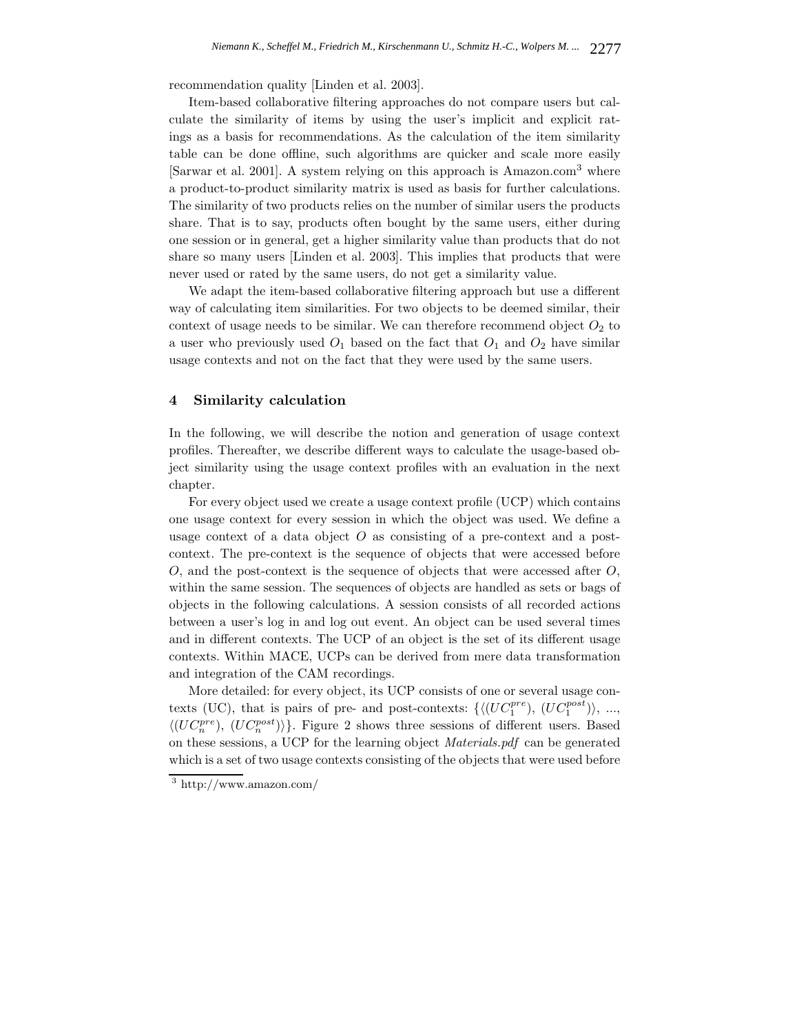recommendation quality [Linden et al. 2003].

Item-based collaborative filtering approaches do not compare users but calculate the similarity of items by using the user's implicit and explicit ratings as a basis for recommendations. As the calculation of the item similarity table can be done offline, such algorithms are quicker and scale more easily [Sarwar et al. 2001]. A system relying on this approach is Amazon.com[3] where a product-to-product similarity matrix is used as basis for further calculations. The similarity of two products relies on the number of similar users the products share. That is to say, products often bought by the same users, either during one session or in general, get a higher similarity value than products that do not share so many users [Linden et al. 2003]. This implies that products that were never used or rated by the same users, do not get a similarity value.

We adapt the item-based collaborative filtering approach but use a different way of calculating item similarities. For two objects to be deemed similar, their context of usage needs to be similar. We can therefore recommend object $O_2$ to a user who previously used $O_1$ based on the fact that $O_1$ and $O_2$ have similar usage contexts and not on the fact that they were used by the same users.

## 4 Similarity calculation

In the following, we will describe the notion and generation of usage context profiles. Thereafter, we describe different ways to calculate the usage-based object similarity using the usage context profiles with an evaluation in the next chapter.

For every object used we create a usage context profile (UCP) which contains one usage context for every session in which the object was used. We define a usage context of a data object $O$ as consisting of a pre-context and a post-context. The pre-context is the sequence of objects that were accessed before $O$, and the post-context is the sequence of objects that were accessed after $O$, within the same session. The sequences of objects are handled as sets or bags of objects in the following calculations. A session consists of all recorded actions between a user's log in and log out event. An object can be used several times and in different contexts. The UCP of an object is the set of its different usage contexts. Within MACE, UCPs can be derived from mere data transformation and integration of the CAM recordings.

More detailed: for every object, its UCP consists of one or several usage contexts (UC), that is pairs of pre- and post-contexts: $\{\langle(UC_1^{pre}), (UC_1^{post})\rangle, ..., \langle(UC_n^{pre}), (UC_n^{post})\rangle\}$. Figure 2 shows three sessions of different users. Based on these sessions, a UCP for the learning object *Materials.pdf* can be generated which is a set of two usage contexts consisting of the objects that were used before

[3] http://www.amazon.com/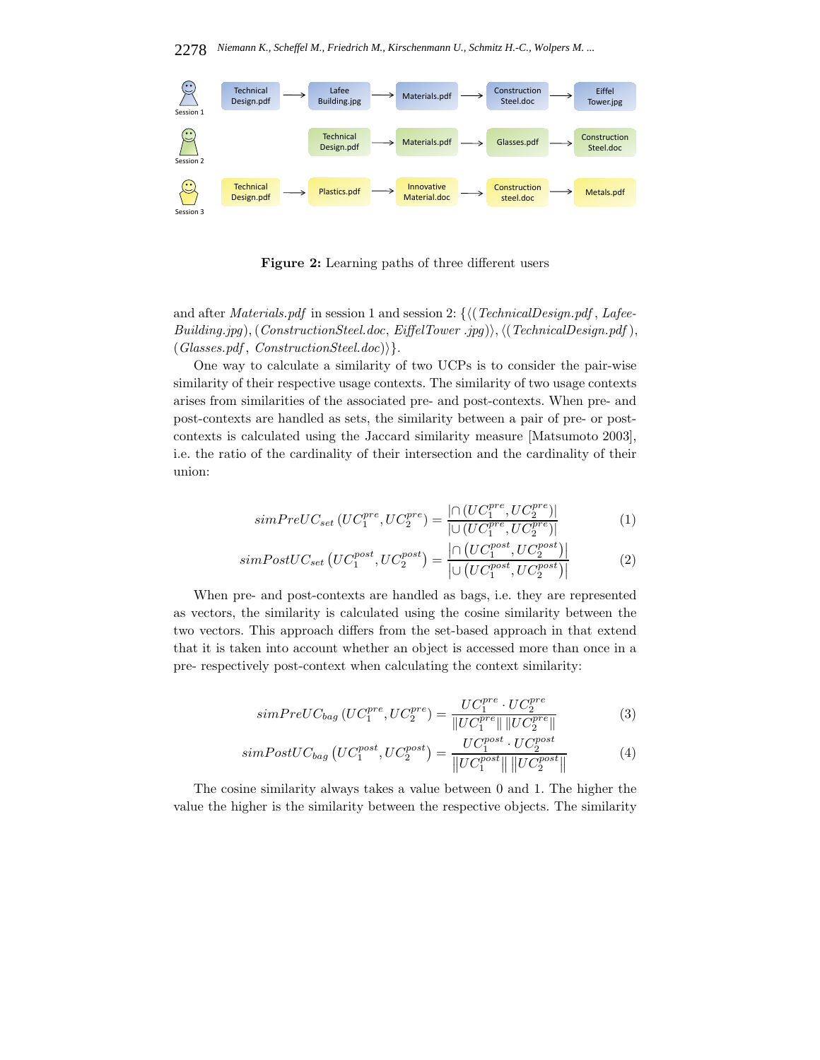Session 1: Technical Design.pdf → Lafee Building.jpg → Materials.pdf → Construction Steel.doc → Eiffel Tower.jpg

Session 2: Technical Design.pdf → Materials.pdf → Glasses.pdf → Construction Steel.doc

Session 3: Technical Design.pdf → Plastics.pdf → Innovative Material.doc → Construction steel.doc → Metals.pdf

**Figure 2:** Learning paths of three different users

and after *Materials.pdf* in session 1 and session 2: $\{\langle(TechnicalDesign.pdf\,, LafeeBuilding.jpg), (ConstructionSteel.doc,\ EiffelTower\ .jpg)\rangle, \langle(TechnicalDesign.pdf\,), (Glasses.pdf\,,\ ConstructionSteel.doc)\rangle\}$.

One way to calculate a similarity of two UCPs is to consider the pair-wise similarity of their respective usage contexts. The similarity of two usage contexts arises from similarities of the associated pre- and post-contexts. When pre- and post-contexts are handled as sets, the similarity between a pair of pre- or post-contexts is calculated using the Jaccard similarity measure [Matsumoto 2003], i.e. the ratio of the cardinality of their intersection and the cardinality of their union:

$$simPreUC_{set}\left(UC_1^{pre}, UC_2^{pre}\right) = \frac{\left|\cap\left(UC_1^{pre}, UC_2^{pre}\right)\right|}{\left|\cup\left(UC_1^{pre}, UC_2^{pre}\right)\right|} \tag{1}$$

$$simPostUC_{set}\left(UC_1^{post}, UC_2^{post}\right) = \frac{\left|\cap\left(UC_1^{post}, UC_2^{post}\right)\right|}{\left|\cup\left(UC_1^{post}, UC_2^{post}\right)\right|} \tag{2}$$

When pre- and post-contexts are handled as bags, i.e. they are represented as vectors, the similarity is calculated using the cosine similarity between the two vectors. This approach differs from the set-based approach in that extend that it is taken into account whether an object is accessed more than once in a pre- respectively post-context when calculating the context similarity:

$$simPreUC_{bag}\left(UC_1^{pre}, UC_2^{pre}\right) = \frac{UC_1^{pre} \cdot UC_2^{pre}}{\left\|UC_1^{pre}\right\| \left\|UC_2^{pre}\right\|} \tag{3}$$

$$simPostUC_{bag}\left(UC_1^{post}, UC_2^{post}\right) = \frac{UC_1^{post} \cdot UC_2^{post}}{\left\|UC_1^{post}\right\| \left\|UC_2^{post}\right\|} \tag{4}$$

The cosine similarity always takes a value between 0 and 1. The higher the value the higher is the similarity between the respective objects. The similarity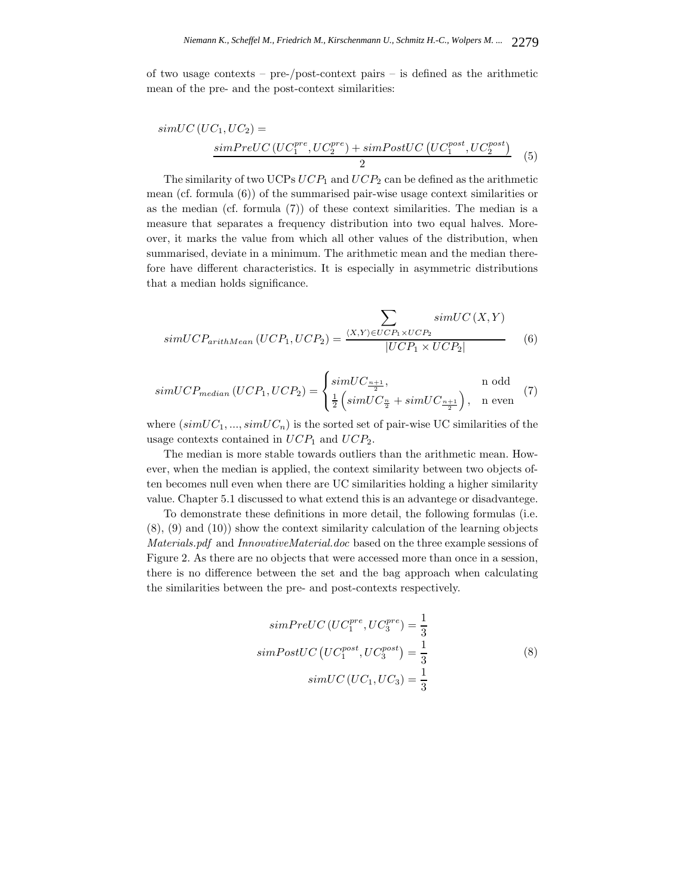of two usage contexts – pre-/post-context pairs – is defined as the arithmetic mean of the pre- and the post-context similarities:

$$simUC\left(UC_1, UC_2\right) = \frac{simPreUC\left(UC_1^{pre}, UC_2^{pre}\right) + simPostUC\left(UC_1^{post}, UC_2^{post}\right)}{2} \quad (5)$$

The similarity of two UCPs $UCP_1$ and $UCP_2$ can be defined as the arithmetic mean (cf. formula (6)) of the summarised pair-wise usage context similarities or as the median (cf. formula (7)) of these context similarities. The median is a measure that separates a frequency distribution into two equal halves. Moreover, it marks the value from which all other values of the distribution, when summarised, deviate in a minimum. The arithmetic mean and the median therefore have different characteristics. It is especially in asymmetric distributions that a median holds significance.

$$simUCP_{arithMean}\left(UCP_1, UCP_2\right) = \frac{\sum_{\langle X,Y\rangle \in UCP_1 \times UCP_2} simUC\left(X, Y\right)}{\left|UCP_1 \times UCP_2\right|} \quad (6)$$

$$simUCP_{median}\left(UCP_1, UCP_2\right) = \begin{cases} simUC_{\frac{n+1}{2}}, & \text{n odd} \\ \frac{1}{2}\left(simUC_{\frac{n}{2}} + simUC_{\frac{n+1}{2}}\right), & \text{n even} \end{cases} \quad (7)$$

where $(simUC_1, ..., simUC_n)$ is the sorted set of pair-wise UC similarities of the usage contexts contained in $UCP_1$ and $UCP_2$.

The median is more stable towards outliers than the arithmetic mean. However, when the median is applied, the context similarity between two objects often becomes null even when there are UC similarities holding a higher similarity value. Chapter 5.1 discussed to what extend this is an advantege or disadvantege.

To demonstrate these definitions in more detail, the following formulas (i.e. (8), (9) and (10)) show the context similarity calculation of the learning objects *Materials.pdf* and *InnovativeMaterial.doc* based on the three example sessions of Figure 2. As there are no objects that were accessed more than once in a session, there is no difference between the set and the bag approach when calculating the similarities between the pre- and post-contexts respectively.

$$\begin{aligned} simPreUC\left(UC_1^{pre}, UC_3^{pre}\right) &= \frac{1}{3} \\ simPostUC\left(UC_1^{post}, UC_3^{post}\right) &= \frac{1}{3} \\ simUC\left(UC_1, UC_3\right) &= \frac{1}{3} \end{aligned} \quad (8)$$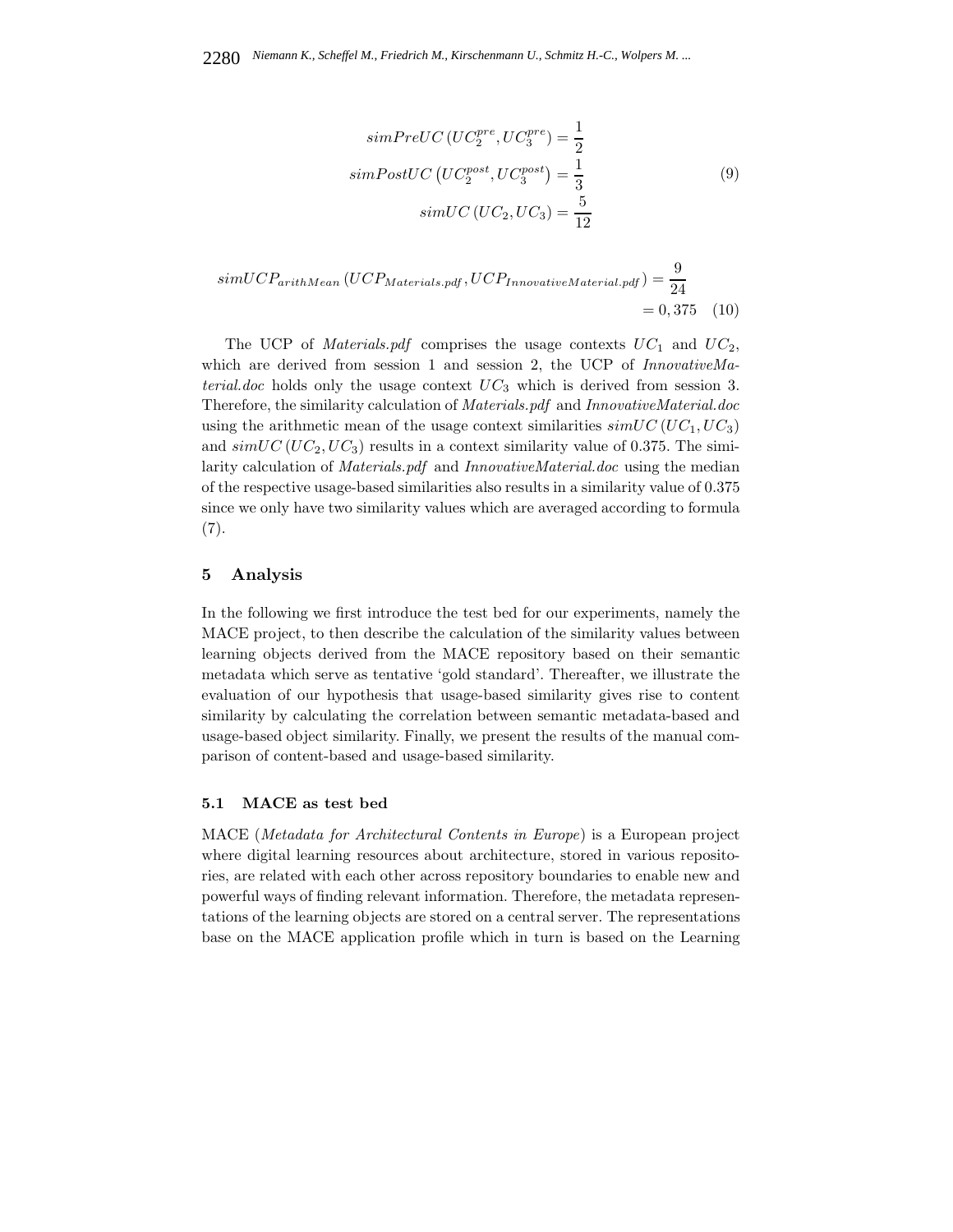$$
\begin{aligned}
simPreUC\left(UC_2^{pre}, UC_3^{pre}\right) &= \frac{1}{2} \\
simPostUC\left(UC_2^{post}, UC_3^{post}\right) &= \frac{1}{3} \\
simUC\left(UC_2, UC_3\right) &= \frac{5}{12}
\end{aligned}
\tag{9}
$$

$$
\begin{aligned}
simUCP_{arithMean}\left(UCP_{Materials.pdf}, UCP_{InnovativeMaterial.pdf}\right) &= \frac{9}{24} \\
&= 0,375
\end{aligned}
\tag{10}
$$

The UCP of *Materials.pdf* comprises the usage contexts $UC_1$ and $UC_2$, which are derived from session 1 and session 2, the UCP of *InnovativeMaterial.doc* holds only the usage context $UC_3$ which is derived from session 3. Therefore, the similarity calculation of *Materials.pdf* and *InnovativeMaterial.doc* using the arithmetic mean of the usage context similarities $simUC\left(UC_1, UC_3\right)$ and $simUC\left(UC_2, UC_3\right)$ results in a context similarity value of 0.375. The similarity calculation of *Materials.pdf* and *InnovativeMaterial.doc* using the median of the respective usage-based similarities also results in a similarity value of 0.375 since we only have two similarity values which are averaged according to formula (7).

## 5 Analysis

In the following we first introduce the test bed for our experiments, namely the MACE project, to then describe the calculation of the similarity values between learning objects derived from the MACE repository based on their semantic metadata which serve as tentative 'gold standard'. Thereafter, we illustrate the evaluation of our hypothesis that usage-based similarity gives rise to content similarity by calculating the correlation between semantic metadata-based and usage-based object similarity. Finally, we present the results of the manual comparison of content-based and usage-based similarity.

### 5.1 MACE as test bed

MACE (*Metadata for Architectural Contents in Europe*) is a European project where digital learning resources about architecture, stored in various repositories, are related with each other across repository boundaries to enable new and powerful ways of finding relevant information. Therefore, the metadata representations of the learning objects are stored on a central server. The representations base on the MACE application profile which in turn is based on the Learning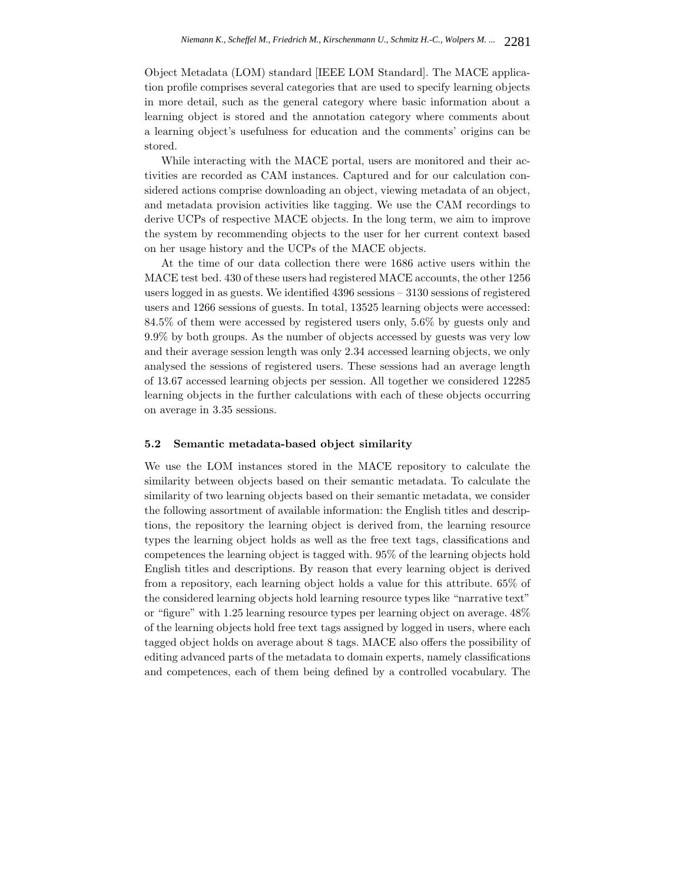Object Metadata (LOM) standard [IEEE LOM Standard]. The MACE application profile comprises several categories that are used to specify learning objects in more detail, such as the general category where basic information about a learning object is stored and the annotation category where comments about a learning object's usefulness for education and the comments' origins can be stored.

While interacting with the MACE portal, users are monitored and their activities are recorded as CAM instances. Captured and for our calculation considered actions comprise downloading an object, viewing metadata of an object, and metadata provision activities like tagging. We use the CAM recordings to derive UCPs of respective MACE objects. In the long term, we aim to improve the system by recommending objects to the user for her current context based on her usage history and the UCPs of the MACE objects.

At the time of our data collection there were 1686 active users within the MACE test bed. 430 of these users had registered MACE accounts, the other 1256 users logged in as guests. We identified 4396 sessions – 3130 sessions of registered users and 1266 sessions of guests. In total, 13525 learning objects were accessed: 84.5% of them were accessed by registered users only, 5.6% by guests only and 9.9% by both groups. As the number of objects accessed by guests was very low and their average session length was only 2.34 accessed learning objects, we only analysed the sessions of registered users. These sessions had an average length of 13.67 accessed learning objects per session. All together we considered 12285 learning objects in the further calculations with each of these objects occurring on average in 3.35 sessions.

### 5.2 Semantic metadata-based object similarity

We use the LOM instances stored in the MACE repository to calculate the similarity between objects based on their semantic metadata. To calculate the similarity of two learning objects based on their semantic metadata, we consider the following assortment of available information: the English titles and descriptions, the repository the learning object is derived from, the learning resource types the learning object holds as well as the free text tags, classifications and competences the learning object is tagged with. 95% of the learning objects hold English titles and descriptions. By reason that every learning object is derived from a repository, each learning object holds a value for this attribute. 65% of the considered learning objects hold learning resource types like "narrative text" or "figure" with 1.25 learning resource types per learning object on average. 48% of the learning objects hold free text tags assigned by logged in users, where each tagged object holds on average about 8 tags. MACE also offers the possibility of editing advanced parts of the metadata to domain experts, namely classifications and competences, each of them being defined by a controlled vocabulary. The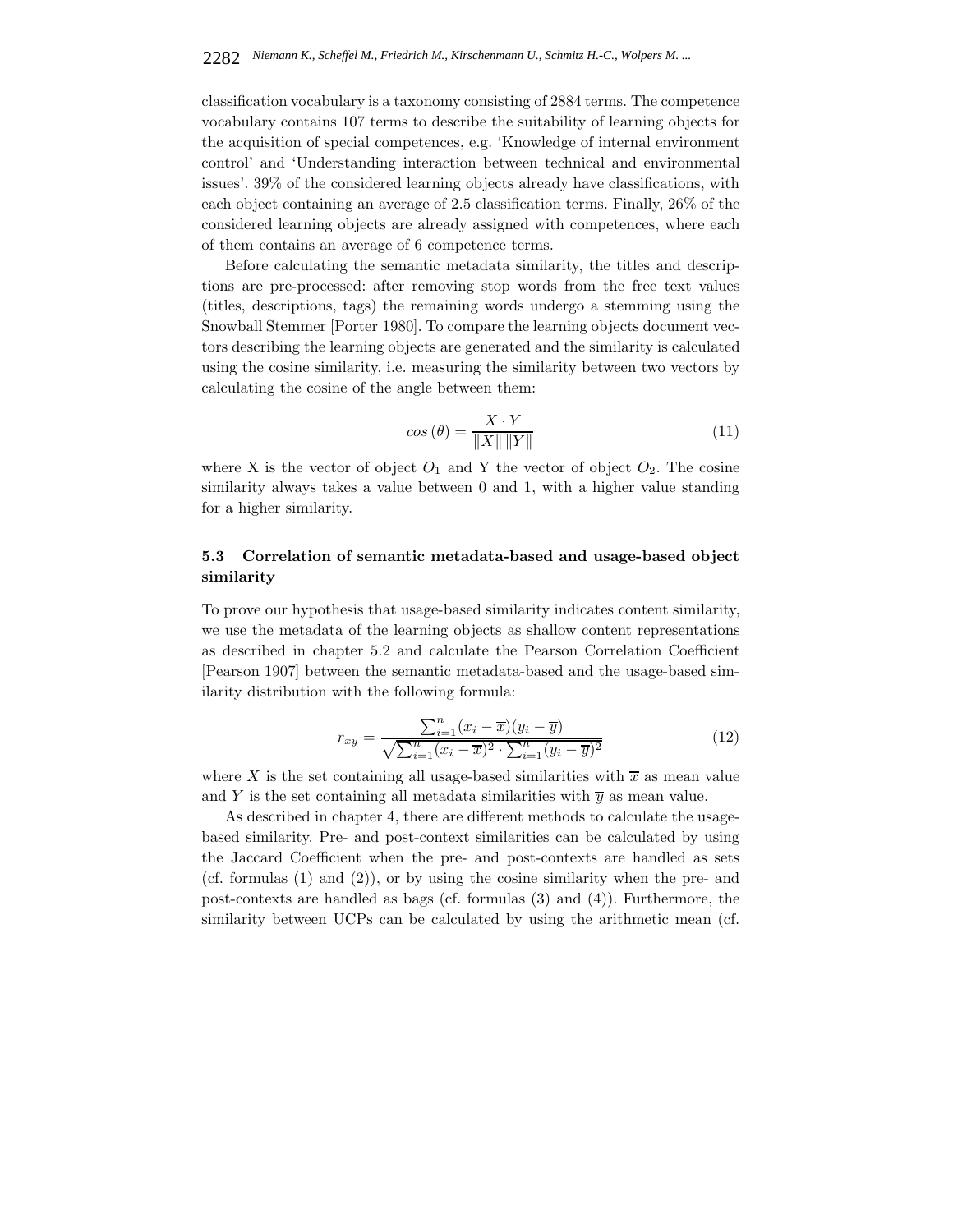classification vocabulary is a taxonomy consisting of 2884 terms. The competence vocabulary contains 107 terms to describe the suitability of learning objects for the acquisition of special competences, e.g. 'Knowledge of internal environment control' and 'Understanding interaction between technical and environmental issues'. 39% of the considered learning objects already have classifications, with each object containing an average of 2.5 classification terms. Finally, 26% of the considered learning objects are already assigned with competences, where each of them contains an average of 6 competence terms.

Before calculating the semantic metadata similarity, the titles and descriptions are pre-processed: after removing stop words from the free text values (titles, descriptions, tags) the remaining words undergo a stemming using the Snowball Stemmer [Porter 1980]. To compare the learning objects document vectors describing the learning objects are generated and the similarity is calculated using the cosine similarity, i.e. measuring the similarity between two vectors by calculating the cosine of the angle between them:

$$cos\,(\theta) = \frac{X \cdot Y}{\|X\|\,\|Y\|} \tag{11}$$

where X is the vector of object $O_1$ and Y the vector of object $O_2$. The cosine similarity always takes a value between 0 and 1, with a higher value standing for a higher similarity.

### 5.3 Correlation of semantic metadata-based and usage-based object similarity

To prove our hypothesis that usage-based similarity indicates content similarity, we use the metadata of the learning objects as shallow content representations as described in chapter 5.2 and calculate the Pearson Correlation Coefficient [Pearson 1907] between the semantic metadata-based and the usage-based similarity distribution with the following formula:

$$r_{xy} = \frac{\sum_{i=1}^{n}(x_i - \overline{x})(y_i - \overline{y})}{\sqrt{\sum_{i=1}^{n}(x_i - \overline{x})^2 \cdot \sum_{i=1}^{n}(y_i - \overline{y})^2}} \tag{12}$$

where $X$ is the set containing all usage-based similarities with $\overline{x}$ as mean value and $Y$ is the set containing all metadata similarities with $\overline{y}$ as mean value.

As described in chapter 4, there are different methods to calculate the usage-based similarity. Pre- and post-context similarities can be calculated by using the Jaccard Coefficient when the pre- and post-contexts are handled as sets (cf. formulas (1) and (2)), or by using the cosine similarity when the pre- and post-contexts are handled as bags (cf. formulas (3) and (4)). Furthermore, the similarity between UCPs can be calculated by using the arithmetic mean (cf.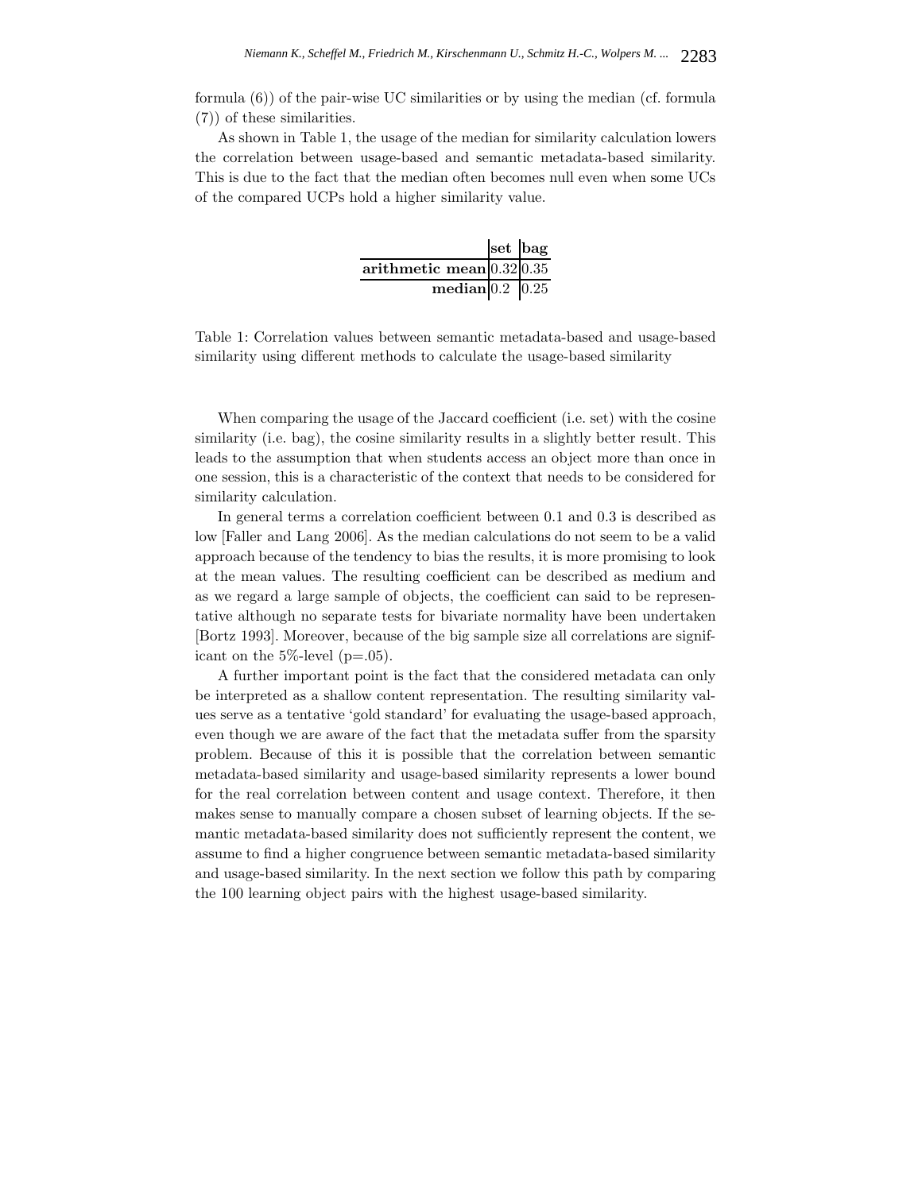formula (6)) of the pair-wise UC similarities or by using the median (cf. formula (7)) of these similarities.

As shown in Table 1, the usage of the median for similarity calculation lowers the correlation between usage-based and semantic metadata-based similarity. This is due to the fact that the median often becomes null even when some UCs of the compared UCPs hold a higher similarity value.

| | **set** | **bag** |
|---|---|---|
| **arithmetic mean** | 0.32 | 0.35 |
| **median** | 0.2 | 0.25 |

Table 1: Correlation values between semantic metadata-based and usage-based similarity using different methods to calculate the usage-based similarity

When comparing the usage of the Jaccard coefficient (i.e. set) with the cosine similarity (i.e. bag), the cosine similarity results in a slightly better result. This leads to the assumption that when students access an object more than once in one session, this is a characteristic of the context that needs to be considered for similarity calculation.

In general terms a correlation coefficient between 0.1 and 0.3 is described as low [Faller and Lang 2006]. As the median calculations do not seem to be a valid approach because of the tendency to bias the results, it is more promising to look at the mean values. The resulting coefficient can be described as medium and as we regard a large sample of objects, the coefficient can said to be representative although no separate tests for bivariate normality have been undertaken [Bortz 1993]. Moreover, because of the big sample size all correlations are significant on the 5%-level (p=.05).

A further important point is the fact that the considered metadata can only be interpreted as a shallow content representation. The resulting similarity values serve as a tentative 'gold standard' for evaluating the usage-based approach, even though we are aware of the fact that the metadata suffer from the sparsity problem. Because of this it is possible that the correlation between semantic metadata-based similarity and usage-based similarity represents a lower bound for the real correlation between content and usage context. Therefore, it then makes sense to manually compare a chosen subset of learning objects. If the semantic metadata-based similarity does not sufficiently represent the content, we assume to find a higher congruence between semantic metadata-based similarity and usage-based similarity. In the next section we follow this path by comparing the 100 learning object pairs with the highest usage-based similarity.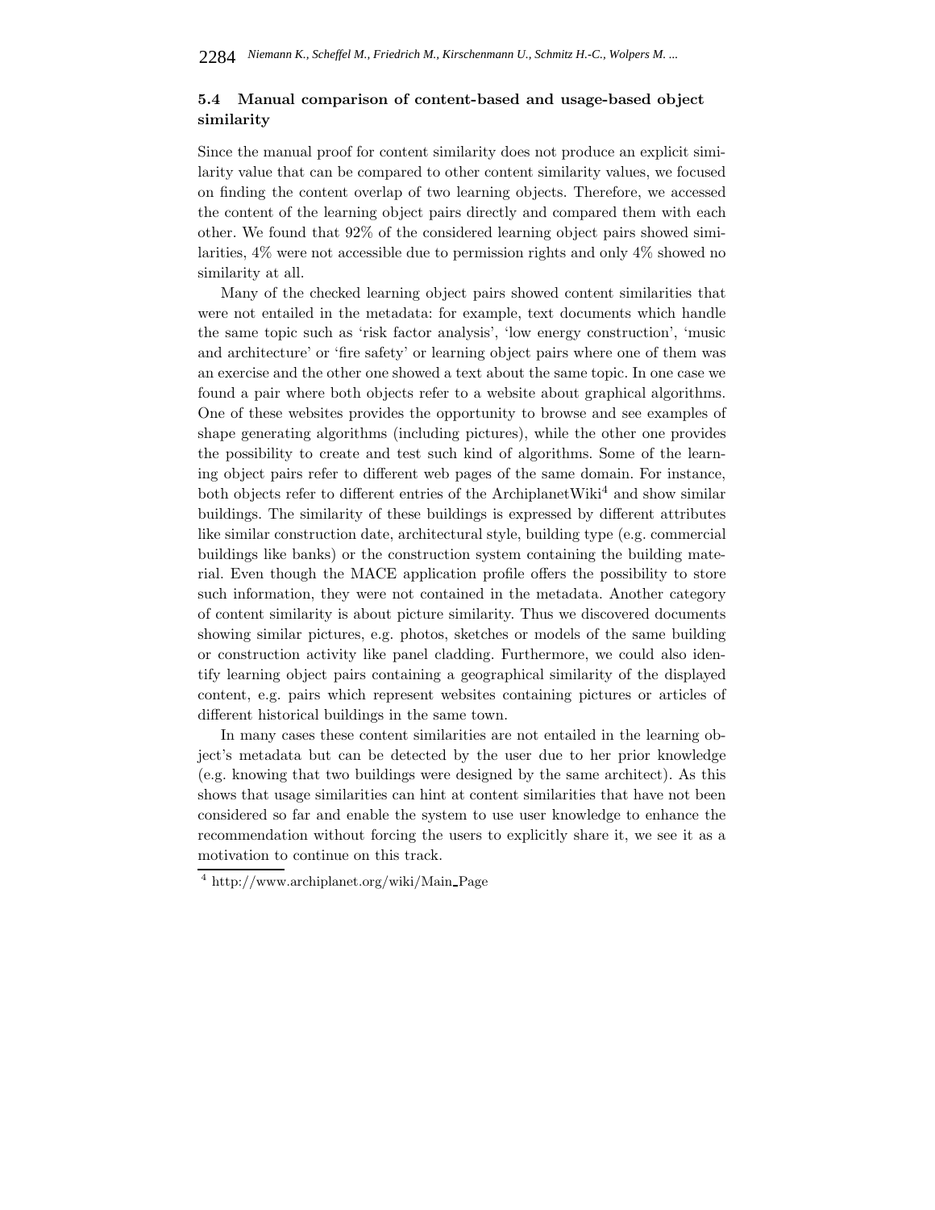### 5.4 Manual comparison of content-based and usage-based object similarity

Since the manual proof for content similarity does not produce an explicit similarity value that can be compared to other content similarity values, we focused on finding the content overlap of two learning objects. Therefore, we accessed the content of the learning object pairs directly and compared them with each other. We found that 92% of the considered learning object pairs showed similarities, 4% were not accessible due to permission rights and only 4% showed no similarity at all.

Many of the checked learning object pairs showed content similarities that were not entailed in the metadata: for example, text documents which handle the same topic such as 'risk factor analysis', 'low energy construction', 'music and architecture' or 'fire safety' or learning object pairs where one of them was an exercise and the other one showed a text about the same topic. In one case we found a pair where both objects refer to a website about graphical algorithms. One of these websites provides the opportunity to browse and see examples of shape generating algorithms (including pictures), while the other one provides the possibility to create and test such kind of algorithms. Some of the learning object pairs refer to different web pages of the same domain. For instance, both objects refer to different entries of the ArchiplanetWiki[4] and show similar buildings. The similarity of these buildings is expressed by different attributes like similar construction date, architectural style, building type (e.g. commercial buildings like banks) or the construction system containing the building material. Even though the MACE application profile offers the possibility to store such information, they were not contained in the metadata. Another category of content similarity is about picture similarity. Thus we discovered documents showing similar pictures, e.g. photos, sketches or models of the same building or construction activity like panel cladding. Furthermore, we could also identify learning object pairs containing a geographical similarity of the displayed content, e.g. pairs which represent websites containing pictures or articles of different historical buildings in the same town.

In many cases these content similarities are not entailed in the learning object's metadata but can be detected by the user due to her prior knowledge (e.g. knowing that two buildings were designed by the same architect). As this shows that usage similarities can hint at content similarities that have not been considered so far and enable the system to use user knowledge to enhance the recommendation without forcing the users to explicitly share it, we see it as a motivation to continue on this track.

[4] http://www.archiplanet.org/wiki/Main_Page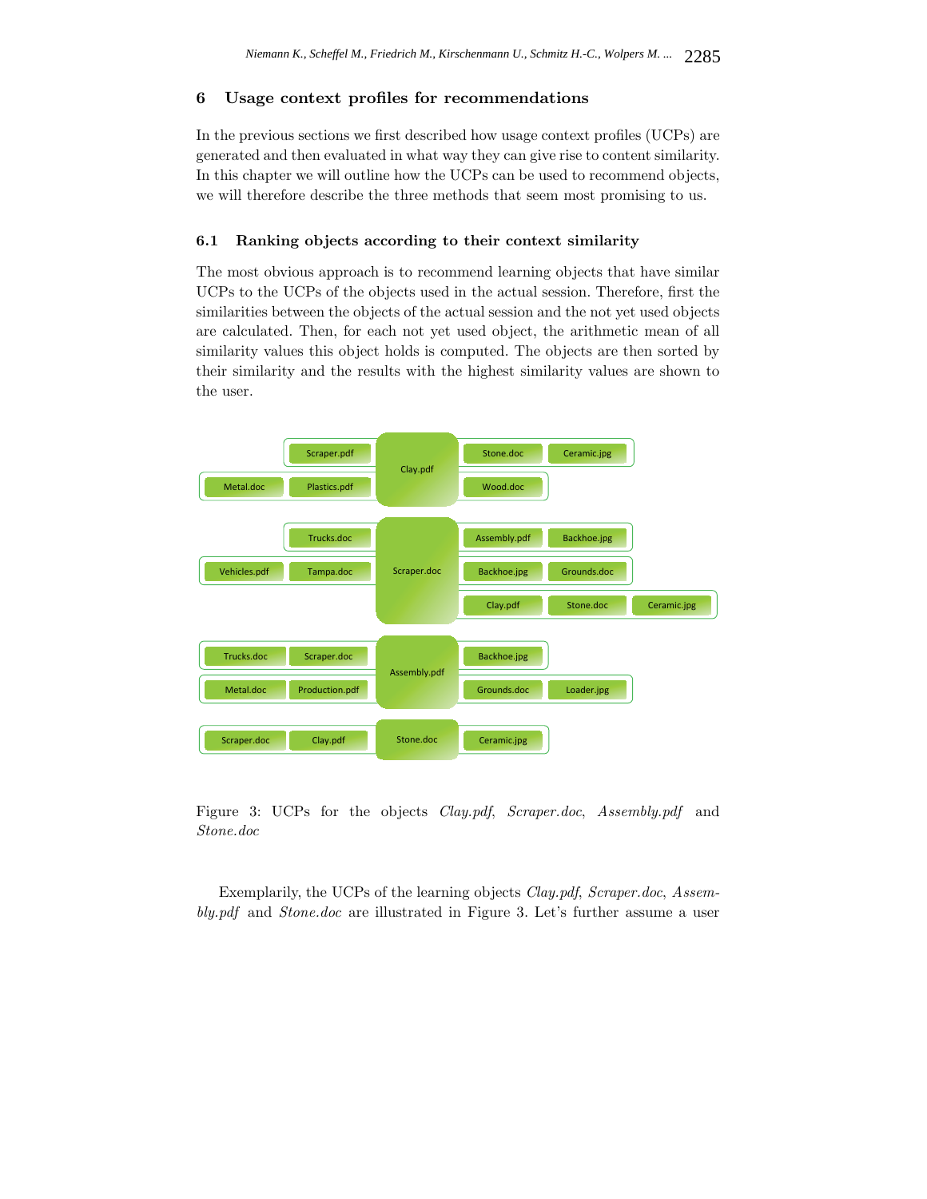## 6 Usage context profiles for recommendations

In the previous sections we first described how usage context profiles (UCPs) are generated and then evaluated in what way they can give rise to content similarity. In this chapter we will outline how the UCPs can be used to recommend objects, we will therefore describe the three methods that seem most promising to us.

### 6.1 Ranking objects according to their context similarity

The most obvious approach is to recommend learning objects that have similar UCPs to the UCPs of the objects used in the actual session. Therefore, first the similarities between the objects of the actual session and the not yet used objects are calculated. Then, for each not yet used object, the arithmetic mean of all similarity values this object holds is computed. The objects are then sorted by their similarity and the results with the highest similarity values are shown to the user.

Figure 3: UCPs for the objects *Clay.pdf*, *Scraper.doc*, *Assembly.pdf* and *Stone.doc*

Exemplarily, the UCPs of the learning objects *Clay.pdf*, *Scraper.doc*, *Assembly.pdf* and *Stone.doc* are illustrated in Figure 3. Let's further assume a user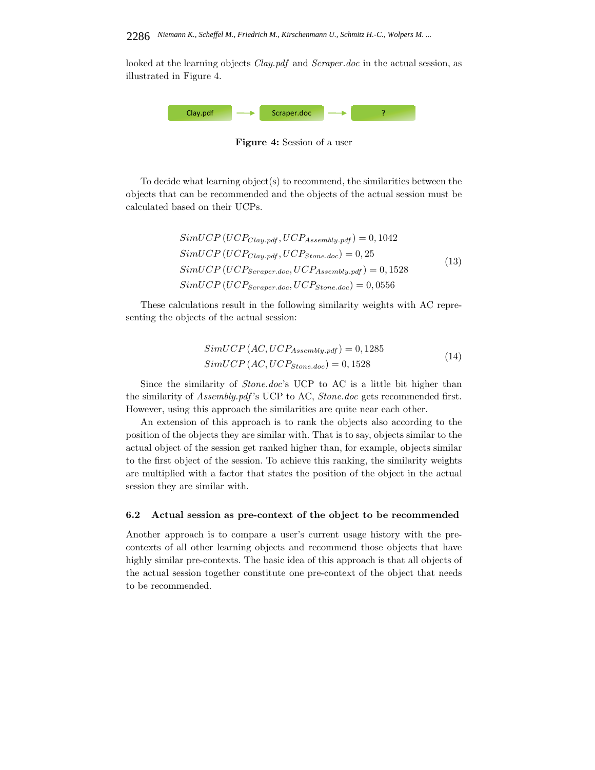looked at the learning objects *Clay.pdf* and *Scraper.doc* in the actual session, as illustrated in Figure 4.

Clay.pdf → Scraper.doc → ?

**Figure 4:** Session of a user

To decide what learning object(s) to recommend, the similarities between the objects that can be recommended and the objects of the actual session must be calculated based on their UCPs.

$$
\begin{aligned}
&SimUCP\left(UCP_{Clay.pdf}, UCP_{Assembly.pdf}\right) = 0,1042 \\
&SimUCP\left(UCP_{Clay.pdf}, UCP_{Stone.doc}\right) = 0,25 \\
&SimUCP\left(UCP_{Scraper.doc}, UCP_{Assembly.pdf}\right) = 0,1528 \\
&SimUCP\left(UCP_{Scraper.doc}, UCP_{Stone.doc}\right) = 0,0556
\end{aligned}
\tag{13}
$$

These calculations result in the following similarity weights with AC representing the objects of the actual session:

$$
\begin{aligned}
&SimUCP\left(AC, UCP_{Assembly.pdf}\right) = 0,1285 \\
&SimUCP\left(AC, UCP_{Stone.doc}\right) = 0,1528
\end{aligned}
\tag{14}
$$

Since the similarity of *Stone.doc*'s UCP to AC is a little bit higher than the similarity of *Assembly.pdf*'s UCP to AC, *Stone.doc* gets recommended first. However, using this approach the similarities are quite near each other.

An extension of this approach is to rank the objects also according to the position of the objects they are similar with. That is to say, objects similar to the actual object of the session get ranked higher than, for example, objects similar to the first object of the session. To achieve this ranking, the similarity weights are multiplied with a factor that states the position of the object in the actual session they are similar with.

### 6.2 Actual session as pre-context of the object to be recommended

Another approach is to compare a user's current usage history with the pre-contexts of all other learning objects and recommend those objects that have highly similar pre-contexts. The basic idea of this approach is that all objects of the actual session together constitute one pre-context of the object that needs to be recommended.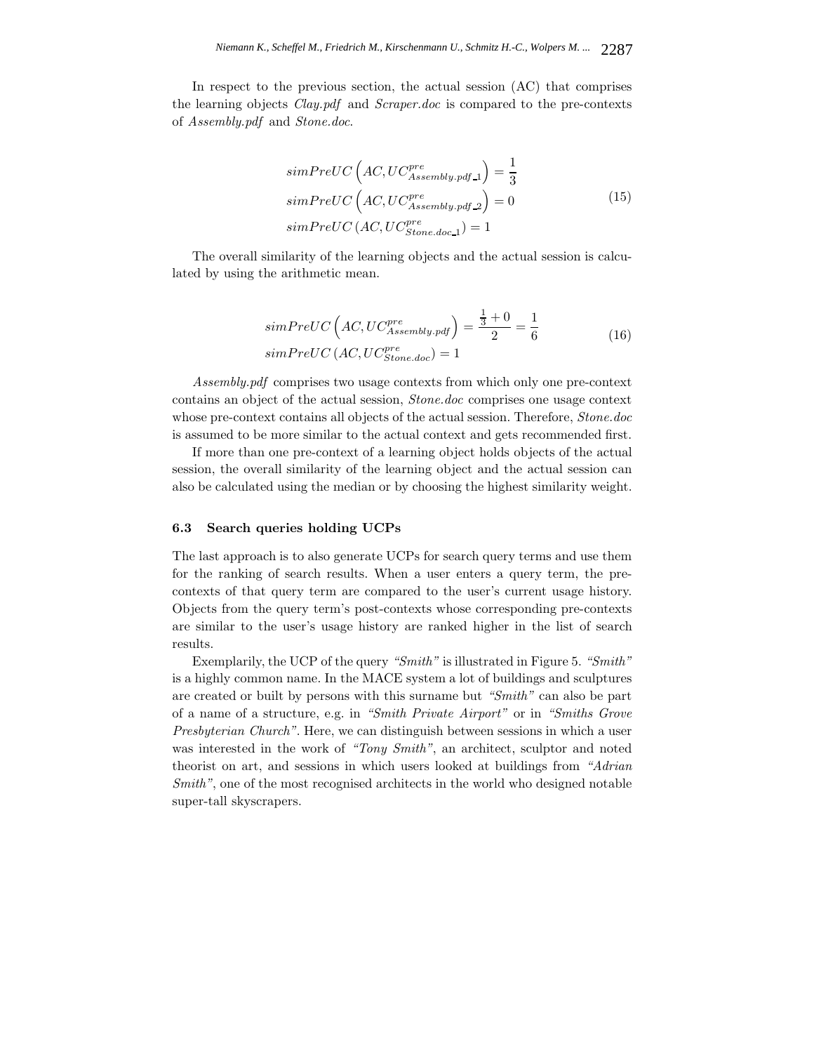In respect to the previous section, the actual session (AC) that comprises the learning objects *Clay.pdf* and *Scraper.doc* is compared to the pre-contexts of *Assembly.pdf* and *Stone.doc*.

$$
\begin{aligned}
&simPreUC\left(AC, UC^{pre}_{Assembly.pdf\_1}\right) = \frac{1}{3} \\
&simPreUC\left(AC, UC^{pre}_{Assembly.pdf\_2}\right) = 0 \\
&simPreUC\left(AC, UC^{pre}_{Stone.doc\_1}\right) = 1
\end{aligned} \tag{15}
$$

The overall similarity of the learning objects and the actual session is calculated by using the arithmetic mean.

$$
\begin{aligned}
&simPreUC\left(AC, UC^{pre}_{Assembly.pdf}\right) = \frac{\frac{1}{3} + 0}{2} = \frac{1}{6} \\
&simPreUC\left(AC, UC^{pre}_{Stone.doc}\right) = 1
\end{aligned} \tag{16}
$$

*Assembly.pdf* comprises two usage contexts from which only one pre-context contains an object of the actual session, *Stone.doc* comprises one usage context whose pre-context contains all objects of the actual session. Therefore, *Stone.doc* is assumed to be more similar to the actual context and gets recommended first.

If more than one pre-context of a learning object holds objects of the actual session, the overall similarity of the learning object and the actual session can also be calculated using the median or by choosing the highest similarity weight.

### 6.3 Search queries holding UCPs

The last approach is to also generate UCPs for search query terms and use them for the ranking of search results. When a user enters a query term, the pre-contexts of that query term are compared to the user's current usage history. Objects from the query term's post-contexts whose corresponding pre-contexts are similar to the user's usage history are ranked higher in the list of search results.

Exemplarily, the UCP of the query *"Smith"* is illustrated in Figure 5. *"Smith"* is a highly common name. In the MACE system a lot of buildings and sculptures are created or built by persons with this surname but *"Smith"* can also be part of a name of a structure, e.g. in *"Smith Private Airport"* or in *"Smiths Grove Presbyterian Church"*. Here, we can distinguish between sessions in which a user was interested in the work of *"Tony Smith"*, an architect, sculptor and noted theorist on art, and sessions in which users looked at buildings from *"Adrian Smith"*, one of the most recognised architects in the world who designed notable super-tall skyscrapers.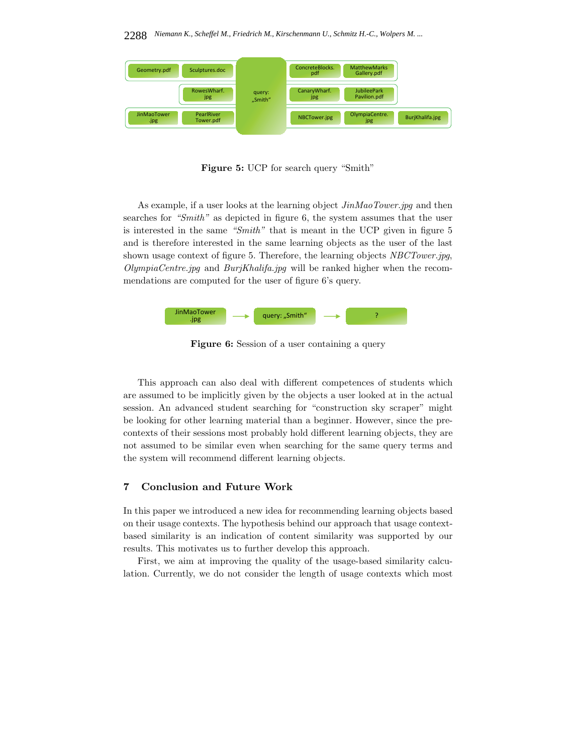**Figure 5:** UCP for search query "Smith"

As example, if a user looks at the learning object *JinMaoTower.jpg* and then searches for *"Smith"* as depicted in figure 6, the system assumes that the user is interested in the same *"Smith"* that is meant in the UCP given in figure 5 and is therefore interested in the same learning objects as the user of the last shown usage context of figure 5. Therefore, the learning objects *NBCTower.jpg*, *OlympiaCentre.jpg* and *BurjKhalifa.jpg* will be ranked higher when the recommendations are computed for the user of figure 6's query.

**Figure 6:** Session of a user containing a query

This approach can also deal with different competences of students which are assumed to be implicitly given by the objects a user looked at in the actual session. An advanced student searching for "construction sky scraper" might be looking for other learning material than a beginner. However, since the pre-contexts of their sessions most probably hold different learning objects, they are not assumed to be similar even when searching for the same query terms and the system will recommend different learning objects.

## 7 Conclusion and Future Work

In this paper we introduced a new idea for recommending learning objects based on their usage contexts. The hypothesis behind our approach that usage context-based similarity is an indication of content similarity was supported by our results. This motivates us to further develop this approach.

First, we aim at improving the quality of the usage-based similarity calculation. Currently, we do not consider the length of usage contexts which most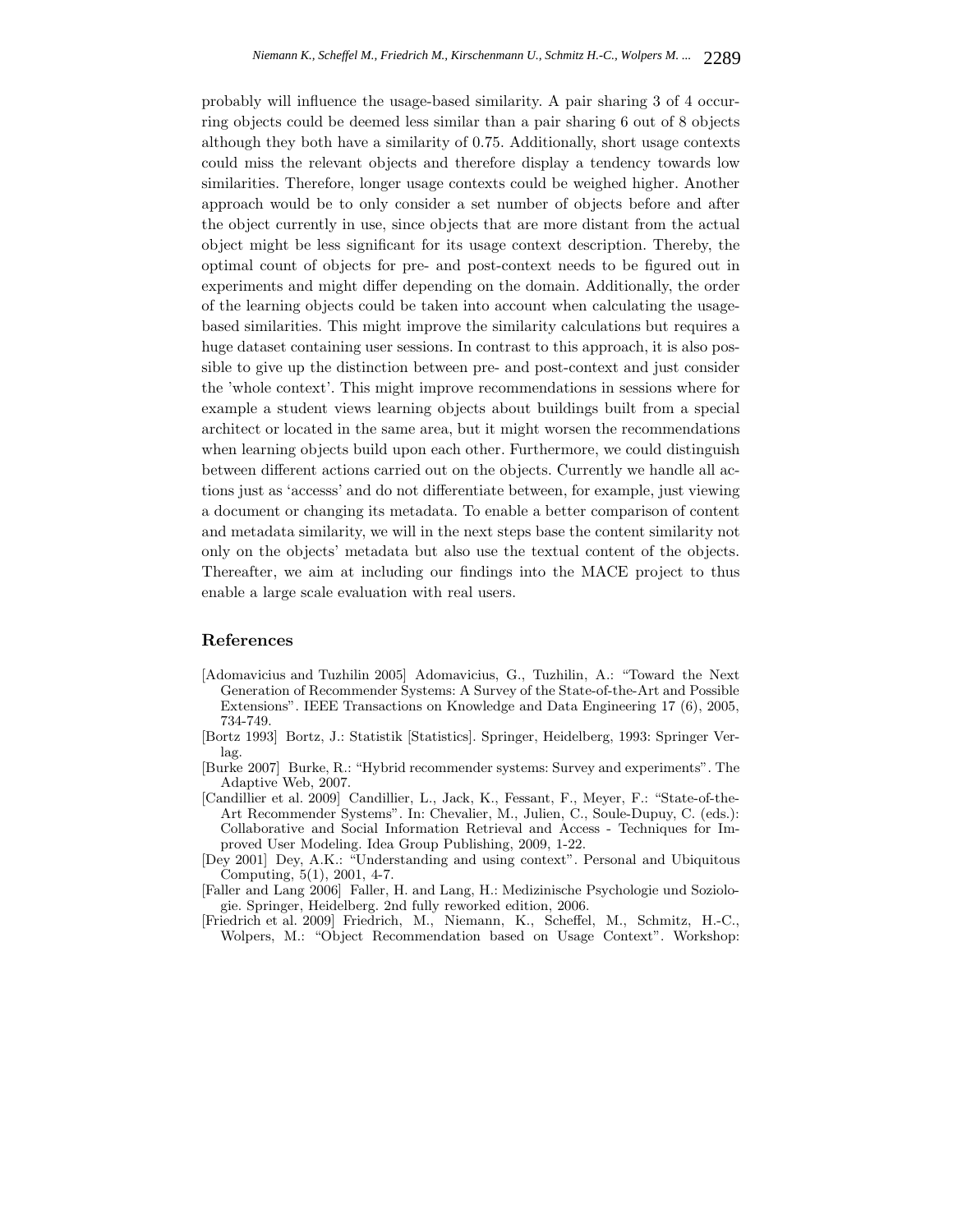probably will influence the usage-based similarity. A pair sharing 3 of 4 occurring objects could be deemed less similar than a pair sharing 6 out of 8 objects although they both have a similarity of 0.75. Additionally, short usage contexts could miss the relevant objects and therefore display a tendency towards low similarities. Therefore, longer usage contexts could be weighed higher. Another approach would be to only consider a set number of objects before and after the object currently in use, since objects that are more distant from the actual object might be less significant for its usage context description. Thereby, the optimal count of objects for pre- and post-context needs to be figured out in experiments and might differ depending on the domain. Additionally, the order of the learning objects could be taken into account when calculating the usage-based similarities. This might improve the similarity calculations but requires a huge dataset containing user sessions. In contrast to this approach, it is also possible to give up the distinction between pre- and post-context and just consider the 'whole context'. This might improve recommendations in sessions where for example a student views learning objects about buildings built from a special architect or located in the same area, but it might worsen the recommendations when learning objects build upon each other. Furthermore, we could distinguish between different actions carried out on the objects. Currently we handle all actions just as 'accesss' and do not differentiate between, for example, just viewing a document or changing its metadata. To enable a better comparison of content and metadata similarity, we will in the next steps base the content similarity not only on the objects' metadata but also use the textual content of the objects. Thereafter, we aim at including our findings into the MACE project to thus enable a large scale evaluation with real users.

## References

[Adomavicius and Tuzhilin 2005] Adomavicius, G., Tuzhilin, A.: "Toward the Next Generation of Recommender Systems: A Survey of the State-of-the-Art and Possible Extensions". IEEE Transactions on Knowledge and Data Engineering 17 (6), 2005, 734-749.

[Bortz 1993] Bortz, J.: Statistik [Statistics]. Springer, Heidelberg, 1993: Springer Verlag.

[Burke 2007] Burke, R.: "Hybrid recommender systems: Survey and experiments". The Adaptive Web, 2007.

[Candillier et al. 2009] Candillier, L., Jack, K., Fessant, F., Meyer, F.: "State-of-the-Art Recommender Systems". In: Chevalier, M., Julien, C., Soule-Dupuy, C. (eds.): Collaborative and Social Information Retrieval and Access - Techniques for Improved User Modeling. Idea Group Publishing, 2009, 1-22.

[Dey 2001] Dey, A.K.: "Understanding and using context". Personal and Ubiquitous Computing, 5(1), 2001, 4-7.

[Faller and Lang 2006] Faller, H. and Lang, H.: Medizinische Psychologie und Soziologie. Springer, Heidelberg. 2nd fully reworked edition, 2006.

[Friedrich et al. 2009] Friedrich, M., Niemann, K., Scheffel, M., Schmitz, H.-C., Wolpers, M.: "Object Recommendation based on Usage Context". Workshop: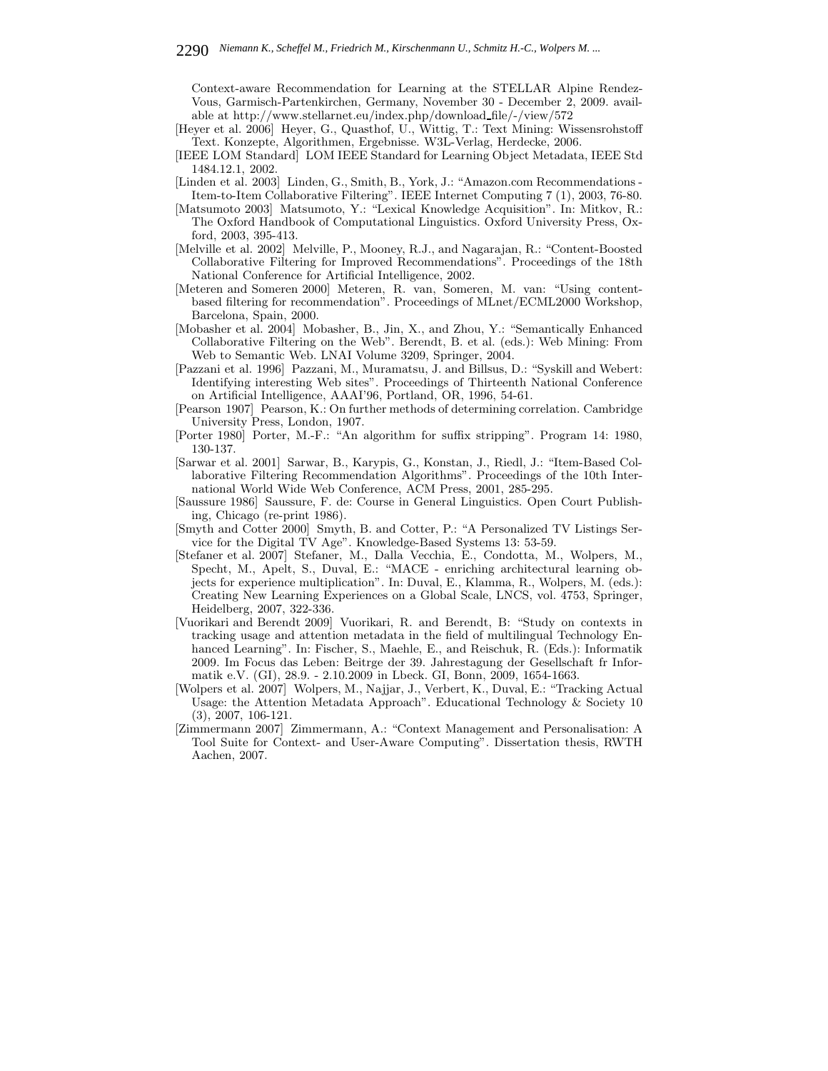Context-aware Recommendation for Learning at the STELLAR Alpine Rendez-Vous, Garmisch-Partenkirchen, Germany, November 30 - December 2, 2009. available at http://www.stellarnet.eu/index.php/download_file/-/view/572

[Heyer et al. 2006] Heyer, G., Quasthof, U., Wittig, T.: Text Mining: Wissensrohstoff Text. Konzepte, Algorithmen, Ergebnisse. W3L-Verlag, Herdecke, 2006.

[IEEE LOM Standard] LOM IEEE Standard for Learning Object Metadata, IEEE Std 1484.12.1, 2002.

[Linden et al. 2003] Linden, G., Smith, B., York, J.: "Amazon.com Recommendations - Item-to-Item Collaborative Filtering". IEEE Internet Computing 7 (1), 2003, 76-80.

[Matsumoto 2003] Matsumoto, Y.: "Lexical Knowledge Acquisition". In: Mitkov, R.: The Oxford Handbook of Computational Linguistics. Oxford University Press, Oxford, 2003, 395-413.

[Melville et al. 2002] Melville, P., Mooney, R.J., and Nagarajan, R.: "Content-Boosted Collaborative Filtering for Improved Recommendations". Proceedings of the 18th National Conference for Artificial Intelligence, 2002.

[Meteren and Someren 2000] Meteren, R. van, Someren, M. van: "Using content-based filtering for recommendation". Proceedings of MLnet/ECML2000 Workshop, Barcelona, Spain, 2000.

[Mobasher et al. 2004] Mobasher, B., Jin, X., and Zhou, Y.: "Semantically Enhanced Collaborative Filtering on the Web". Berendt, B. et al. (eds.): Web Mining: From Web to Semantic Web. LNAI Volume 3209, Springer, 2004.

[Pazzani et al. 1996] Pazzani, M., Muramatsu, J. and Billsus, D.: "Syskill and Webert: Identifying interesting Web sites". Proceedings of Thirteenth National Conference on Artificial Intelligence, AAAI'96, Portland, OR, 1996, 54-61.

[Pearson 1907] Pearson, K.: On further methods of determining correlation. Cambridge University Press, London, 1907.

[Porter 1980] Porter, M.-F.: "An algorithm for suffix stripping". Program 14: 1980, 130-137.

[Sarwar et al. 2001] Sarwar, B., Karypis, G., Konstan, J., Riedl, J.: "Item-Based Collaborative Filtering Recommendation Algorithms". Proceedings of the 10th International World Wide Web Conference, ACM Press, 2001, 285-295.

[Saussure 1986] Saussure, F. de: Course in General Linguistics. Open Court Publishing, Chicago (re-print 1986).

[Smyth and Cotter 2000] Smyth, B. and Cotter, P.: "A Personalized TV Listings Service for the Digital TV Age". Knowledge-Based Systems 13: 53-59.

[Stefaner et al. 2007] Stefaner, M., Dalla Vecchia, E., Condotta, M., Wolpers, M., Specht, M., Apelt, S., Duval, E.: "MACE - enriching architectural learning objects for experience multiplication". In: Duval, E., Klamma, R., Wolpers, M. (eds.): Creating New Learning Experiences on a Global Scale, LNCS, vol. 4753, Springer, Heidelberg, 2007, 322-336.

[Vuorikari and Berendt 2009] Vuorikari, R. and Berendt, B: "Study on contexts in tracking usage and attention metadata in the field of multilingual Technology Enhanced Learning". In: Fischer, S., Maehle, E., and Reischuk, R. (Eds.): Informatik 2009. Im Focus das Leben: Beitrge der 39. Jahrestagung der Gesellschaft fr Informatik e.V. (GI), 28.9. - 2.10.2009 in Lbeck. GI, Bonn, 2009, 1654-1663.

[Wolpers et al. 2007] Wolpers, M., Najjar, J., Verbert, K., Duval, E.: "Tracking Actual Usage: the Attention Metadata Approach". Educational Technology & Society 10 (3), 2007, 106-121.

[Zimmermann 2007] Zimmermann, A.: "Context Management and Personalisation: A Tool Suite for Context- and User-Aware Computing". Dissertation thesis, RWTH Aachen, 2007.